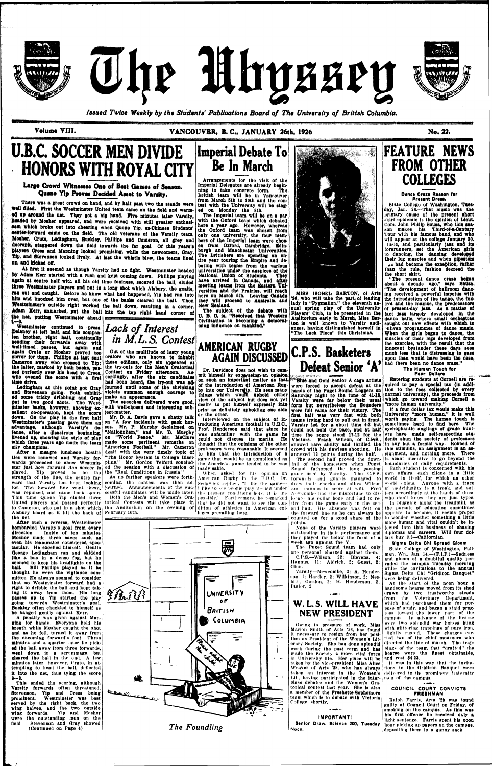# The Ubyssey

*Issued Twice Weekly by the Students' Publications Board of The University of British Columbia.*

Volume VIII. VANCOUVER, B. C., JANUARY 26th, 1926 No. 22.

# U.B.C. SOCCER MEN DIVIDE HONORS WITH ROYAL CITY

### Large Crowd Witnesses One of Best Games of Season. Quene Yip Proves Decided Asset to Varsity.

There was a great crowd on hand, and by half past two the stands were well filled. First the Westminster United team came on the field and warmed up around the net. They got a big hand. Five minutes later Varsity, headed by Mosher appeared, and were received with still greater enthusiasm which broke out into cheering when Queue Yip, ex-Chinese Students' center-forward came on the field. The old veterans of the Varsity team, Mosher, Crute, Ledingham, Buckley, Phillips and Cameron, all grey and decrepit, staggered down the field towards the far goal. Of this year's players Crees and Manning looked promising, while the newcomers, Gray, Yip, and Stevenson looked lively. At last the whistle blew, the teams lined up, and kicked off.

At first it seemed as though Varsity had no fight. Westminster headed by Adam Kerr started with a rush and kept coming down. Phillips playing again at centre half with all his old time foxiness, secured the ball, eluded three Westminster players and put in a long shot which Alsbury, the goalie, ran out and caught. Before he knew what had happened, Yip had run into him and knocked him over, but one of the backs cleared the ball. Then Westminster's outside right worked the ball down, resulting in a corner. Adam Kerr, unmarked, put the ball into the top right hand corner of the net, putting Westminster ahead 1—0.

Westminster continued to press. Delaney at left half, and his companion brother, right half, continually sending their forwards away with well-timed passes, but again and again Crute or Mosher proved too clever for them. Phillips at last sent Cameron away who crossed to Yip; the latter, marked by both backs, passed perfectly over his head to Crees, who evened the score with a first time drive.

Ledingham at this point got Gray and Stevenson going. Both exhibited some tricky dribbling and Gray put in two good shots. The Westminster backs, however, showing excellent co-operation, kept the score down. On the play in the first half Westminster's passing gave them an advantage, although Varsity's defence, after a disastrous beginning, livened up, showing the style of play which three years ago made the team city champions.

After a meagre luncheon hostilities were renewed and Varsity forwards proceeded to show Westminster just how forward line soccer is played. Yip proved to be the strength of the line, the centre forward that Varsity has been looking for. The forward line went down, was repulsed, and came back again. This time Queue Yip eluded three United players and passed perfectly to Cameron, who put in a shot which Alsbury hoard as it hit the back of the net.

After such a reverse, Westminster bombarded Varsity's goal from every direction. Inside of ten minutes Mosher made three saves such as even his teammates considered spectacular. He excelled himself. Gentle George Ledingham ran and skidded like a bus in a dense fog, but he seemed to keep his headlights on the ball. Bill Phillips played as if he thought he were the vigilance committee. He always seemed to consider that no Westminster forward had a right to dribble the ball and kept taking it away from them. His long passes up to Yip started the play going towards Westminster's goal. Buckley often chuckled to himself as he banged gently against Kerr.

A penalty was given against Manning for hands. Everyone held his breath while Mosher caught the shot and as he fell, turned it away from the oncoming forward's foot. Three minutes and a quarter later he picked the ball away from three forwards, went down in a scrummage, but cleared the ball in the end. A few minutes later, however, Crute, in attempting to head the ball, deflected it into the net, thus tying the score 2—2.

This ended the scoring, although Varsity forwards often threatened, Stevenson, Yip and Crees being prominent. Westminster was best served by the right back, the two wing halves, and the two outside wing forwards. Yip and Mosher were the outstanding men on the field. Stevenson and Gray showed

(Continued on Page 4)

# Lack of Interest in M.L.S. Contest

Out of the multitude of lusty young orators who are known to inhabit these edifices, only six appeared at the try-outs for the Men's Oratorical Contest on Friday afternoon. Accordingly, after the six candidates had been heard, the try-out was adjourned until some of the shrinking violets summon enough courage to make an appearance.

The speeches delivered were good, with well-chosen and interesting subject-matter.

Mr. D. A. Davis gave a chatty talk on "A few incidents with pack horses." Mr. P. Murphy declaimed on "Nationalism," and Mr. D. Murphy on "World Peace." Mr. McClure made some pertinent remarks on "American Football." Mr. Cameron dealt with the very timely topic of "The Honor System in College Discipline." Mr. Gordon Telford concluded the session with a discussion of the "Real Conditions in Russia."

As no further speakers were forthcoming, the contest was then adjourned. Announcements of the successful candidates will be made later.

Both the Men's and Women's Oratorical Contests will take place in the Auditorium on the evening of February 10th.

# Imperial Debate To Be In March

Arrangements for the visit of the Imperial Delegates are already beginning to take concrete form. The British team will be in Vancouver from March 5th to 10th and the contest with the University will be staged on Monday the 8th.

The Imperial team will be on a par with the Oxford team which debated here a year ago. However, whereas the Oxford team was chosen from only one university, the four members of the Imperial team were chosen from Oxford, Cambridge, Edinburgh and Manchester Universities. The Britishers are spending an entire year touring the Empire and debating with teams from the various universities under the auspices of the National Union of Students. They have arrived in Canada, and after meeting teams from the Eastern Universities and the Prairies, will reach here on March 5th. Leaving Canada they will proceed to Australia and New Zealand.

The subject of the debate with U. B. C. is, "Resolved that Western Civilization is becoming a demoralizing influence on mankind."

# AMERICAN RUGBY AGAIN DISCUSSED

Dr. Davidson does not wish to commit himself by expressing an opinion on such an important matter as that of the introduction of American Rugby into our University. He sees many things which would uphold either view of the subject but does not yet desire to put himself expressly into print as definitely upholding one side or the other.

Interviewed on the subject of introducing American football in U.B.C., Prof. Henderson said that since he was unfamiliar with the game he could not discuss its merits. He thought that the opinions of the other professors were reasonable. It seemed to him that the introduction of a game that would be as complicated as the American game tended to be was inadvisable.

When asked for his opinion on American Rugby in the U.B.C., Dr. Sedgwick replied, "I like the game—I like to see people play it—but under the present conditions here, it is impossible." Furthermore, he remarked that he did not want to see the condition of athletics in American colleges prevailing here.

*The Foundling*

MISS ISOBEL BARTON, of Arts '28, who will take the part of leading lady in "Pygmalion," the eleventh annual spring play of the University Players' Club, to be presented in the Auditorium early in March. Miss Barton is well known to Varsity audiences, having distinguished herself in "The Luck Piece" this Christmas.

# C.P.S. Basketers Defeat Senior 'A'

Blue and Gold Senior A cage artists were forced to accept defeat at the hands of the Puget Sound Loggers on Saturday night to the tune of 41-16. Varsity were far below their usual form but nevertheless the Sounders were full value for their victory. The first half was very fast with both teams trying hard to pull out in front. Varsity led for a short time 4-2 but could not hold the pace, and at half time the score stood 17-12 for the Visitors. Frank Wilson, of C.P.S., showed rare ability and thrilled the crowd with his flawless shooting. He annexed 12 points during the half.

The second half proved the downfall of the homesters when Puget Sound fathomed the long passing game used by Varsity. The C.P.S. forwards and guards managed to draw their checks and allow Wilson and Hannus to score at will. Fred Newcombe had the misfortune to dislocate his collar bone and had to retire from the game early in the second half. His absence was felt on the forward line as he can always be counted on for a good share of the points.

None of the Varsity players were outstanding in their performance and they played far below the form of a week ago against the Y.

The Puget Sound team had only one personal charged against them.

C.P.S.—Wilson, 22; Blevens, 4; Hannus, 11; Aldrich, 2; Guest, 2; Ginn.

Varsity—Newcombe, 2; A. Henderson, 4; Hartley, 2; Wilkinson, 2; Nesbitt; Gordon, 2; H. Henderson, 2; Butler, 2.

# W. L. S. WILL HAVE NEW PRESIDENT

Owing to pressure of work, Miss Marion Smith of Arts '26, has found it necessary to resign from her position as President of the Women's Literary Society. She has done splendid work during the past term and has made the Society a more vital force in University life. Her place will be taken by the vice-president, Miss Alice Weaver of Arts '28, who has always taken an interest in the Women's Lit., having participated in the interclass debates and the Women's Oratorical contest last year. She is also a member of the Freshette-Sophomore team which is to debate with Victoria College shortly.

**IMPORTANT!**

Senior Draw. Science 200, Tuesday Noon.

# FEATURE NEWS FROM OTHER COLLEGES

### Dance Craze Reason for Present Dress.

State College of Washington, Tuesday, Jan. 26.—That music was the primary cause of the present short skirt epidemic is the opinion of Lieut. Com. John Philip Sousa, who this season makes his Third-of-a-Century Tour with his famous band, and who will appear at the college January 30. Music, and particularly jazz and its forerunners, set the American girls to dancing, the dancing developed their leg muscles and when pipestem legs had become the exception, rather than the rule, fashion decreed the the short skirt.

"The present dance craze began about a decade ago," says Sousa. "The development of ballroom dancing received a powerful impetus with the introduction of the tango, the foxtrot and the maxixe, the predecessors of present-day jazz. As a matter of fact jazz largely developed in the dance halls, where small orchestras sought out new effects with which to enliven programmes of dance music. When the girls began to dance, the muscles of their legs developed from the exercise, with the result that the innocent bystander these days sees much less that is distressing to gaze upon than would have been the case, had there been no dance craze."

### The Human Touch for Four Dollars

Entering students at Cornell are required to pay a special tax (in addition to the fees collected by every normal university), the proceeds from which go toward making Cornell a "more human university."

If a four dollar tax would make this University "more human," it is well worth paying. The human touch is sometimes hard to find here. The sycophantic anglings of grade hunters may have made self-respecting students shun the society of professors in any but a formal way. Robbed of this stimulus, an assignment is an assignment, and nothing more. There is scant incentive to go beyond the boundaries of daily requirements.

Each student is concerned with his own affairs, each clique is a little world in itself, for which no other world exists. Anyone with a trace of individuality is a freak, and suffers accordingly at the hands of those who don't know they are just types.

In plugging along the treadmill, as the pursuit of education sometimes appears to become, it seems proper to wonder whether something a little more human and vital couldn't be injected into this business of chasing diplomas and careers. Will four dollars buy it?—Californian.

### Sigma Delta Chi Spread Gloom

State College of Washington, Pullman, Wn., Jan. 14.—(P.I.P.)—Sadness and gloom of a doubtful quality pervaded the campus Tuesday morning while the invitations to the annual Sigma Delta Chi "Gridiron Banquet" were being delivered.

At the start of the noon hour a handsome hearse moved from its shed drawn by two trustworthy steeds from the Veterinary Department, which had purchased them for purpose of study, and began a staid progress toward the lower part of the campus. In advance of the hearse were two splendid war horses hung with glittering trappings of pure tin, slightly rusted. These charges carried two of the chief mourners who directed the line of march. The trappings of the team that "drafted" the hearse were the finest obtainable, and cost $4.23.

It was in this way that the invitations to the Gridiron Banquet were delivered to the prominent fraternity men of the campus.

### COUNCIL COURT CONVICTS FRESHMAN

Ralph Farris, Arts '29 was found guilty at Council Court on Friday, of smoking on the campus. As this was his first offence he received only a light sentence. Farris spent his noon hour picking up papers on the campus, depositing them in a gunny sack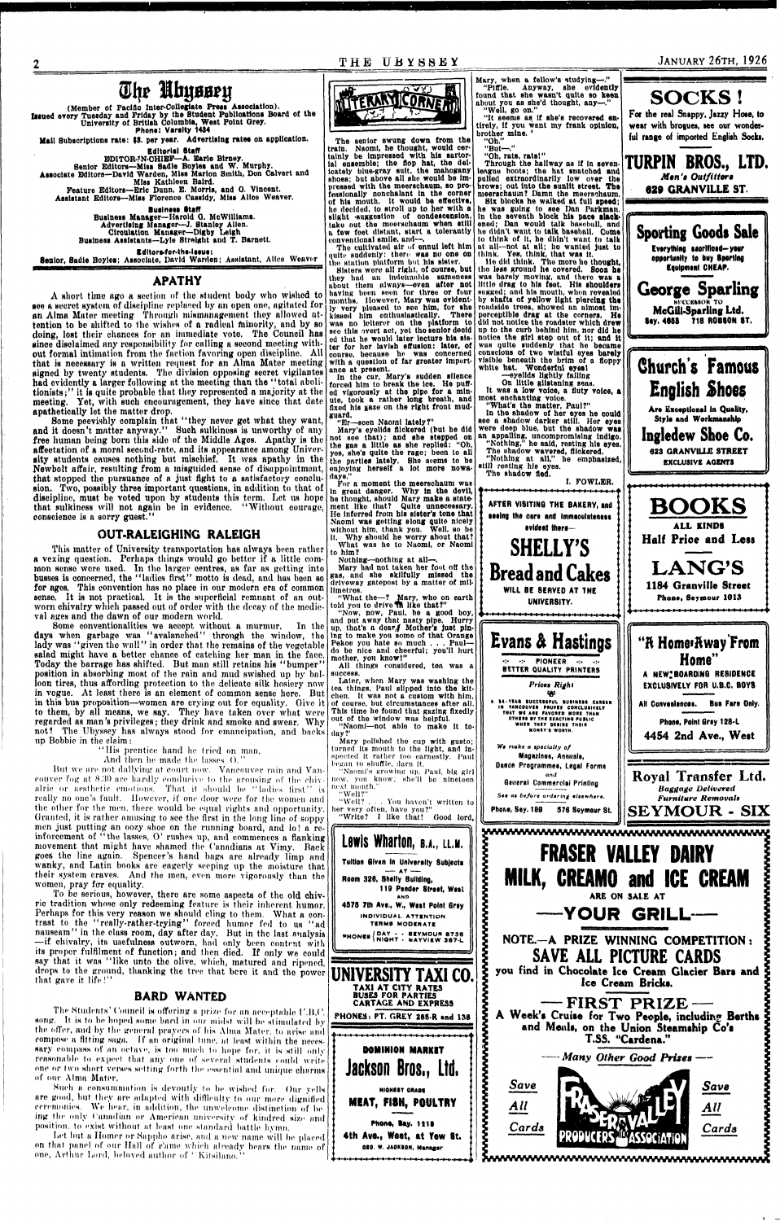# The Ubyssey

(Member of Pacific Inter-Collegiate Press Association).

Issued every Tuesday and Friday by the Student Publications Board of the University of British Columbia, West Point Grey.

Phone: Varsity 1434

Mail Subscriptions rate: $3. per year. Advertising rates on application.

**Editorial Staff**

EDITOR-IN-CHIEF—A. Earle Birney.

Senior Editors—Miss Sadie Boyles and W. Murphy.

Associate Editors—David Warden, Miss Marion Smith, Don Calvert and Miss Kathleen Baird.

Feature Editors—Eric Dunn, E. Morris, and O. Vincent.

Assistant Editors—Miss Florence Cassidy, Miss Alice Weaver.

**Business Staff**

Business Manager—Harold G. McWilliams.

Advertising Manager—J. Stanley Allen.

Circulation Manager—Digby Leigh

Business Assistants—Lyle Streight and T. Barnett.

**Editors-for-the-Issue:**

Senior, Sadie Boyles; Associate, David Warden; Assistant, Alice Weaver

## APATHY

A short time ago a section of the student body who wished to see a secret system of discipline replaced by an open one, agitated for an Alma Mater meeting. Through mismanagement they allowed attention to be shifted to the wishes of a radical minority, and by so doing, lost their chances for an immediate vote. The Council has since disclaimed any responsibility for calling a second meeting without formal intimation from the faction favoring open discipline. All that is necessary is a written request for an Alma Mater meeting signed by twenty students. The division opposing secret vigilantes had evidently a larger following at the meeting than the "total abolitionists;" it is quite probable that they represented a majority at the meeting. Yet, with such encouragement, they have since that date apathetically let the matter drop.

Some peevishly complain that "they never get what they want, and it doesn't matter anyway." Such sulkiness is unworthy of any free human being born this side of the Middle Ages. Apathy is the affectation of a moral second-rate, and its appearance among University students causes nothing but mischief. It was apathy in the Newbolt affair, resulting from a misguided sense of disappointment, that stopped the pursuance of a just fight to a satisfactory conclusion. Two, possibly three important questions, in addition to that of discipline, must be voted upon by students this term. Let us hope that sulkiness will not again be in evidence. "Without courage, conscience is a sorry guest."

## OUT-RALEIGHING RALEIGH

This matter of University transportation has always been rather a vexing question. Perhaps things would go better if a little common sense were used. In the larger centres, as far as getting into busses is concerned, the "ladies first" motto is dead, and has been so for ages. This convention has no place in our modern era of common sense. It is not practical. It is the superficial remnant of an outworn chivalry which passed out of order with the decay of the medieval ages and the dawn of our modern world.

Some conventionalities we accept without a murmur. In the days when garbage was "avalanched" through the window, the lady was "given the wall" in order that the remains of the vegetable salad might have a better chance of catching her man in the face. Today the barrage has shifted. But man still retains his "bumper" position in absorbing most of the rain and mud swished up by balloon tires, thus affording protection to the delicate silk hosiery now in vogue. At least there is an element of common sense here. But in this bus proposition—women are crying out for equality. Give it to them, by all means, we say. They have taken over what were regarded as man's privileges; they drink and smoke and swear. Why not? The Ubyssey has always stood for emancipation, and backs up Bobbie in the claim:

"Its prentice hand he tried on man,
And then he made the lasses O."

But we are not dallying at court now. Vancouver rain and Vancouver fog at 8.30 are hardly conducive to the arousing of the chivalric or aesthetic emotions. That it should be "ladies first" is really no one's fault. However, if one door were for the women and the other for the men, there would be equal rights and opportunity. Granted, it is rather amusing to see the first in the long line of soppy men just putting an oozy shoe on the running board, and lo! a reinforcement of "the lasses, O" rushes up, and commences a flanking movement that might have shamed the Canadians at Vimy. Back goes the line again. Spencer's hand bags are already limp and wanky, and Latin books are eagerly seeping up the moisture that their system craves. And the men, even more vigorously than the women, pray for equality.

To be serious, however, there are some aspects of the old chivalric tradition whose only redeeming feature is their inherent humor. Perhaps for this very reason we should cling to them. What a contrast to the "really-rather-trying" forced humor fed to us "ad nauseam" in the class room, day after day. But in the last analysis—if chivalry, its usefulness outworn, had only been content with its proper fulfilment of function; and then died. If only we could say that it was "like unto the olive, which, matured and ripened, drops to the ground, thanking the tree that bore it and the power that gave it life!"

## BARD WANTED

The Students' Council is offering a prize for an acceptable U.B.C. song. It is to be hoped some bard in our midst will be stimulated by the offer, and by the general prayers of his Alma Mater, to arise and compose a fitting saga. If an original tune, at least within the necessary compass of an octave, is too much to hope for, it is still only reasonable to expect that any one of several students could write one or two short verses setting forth the essential and unique charms of our Alma Mater.

Such a consummation is devoutly to be wished for. Our yells are good, but they are adapted with difficulty to our more dignified ceremonies. We hear, in addition, the unwelcome distinction of being the only Canadian or American university of kindred size and position to exist without at least one standard battle hymn.

Let but a Homer or Sappho arise, and a new name will be placed on that panel of our Hall of Fame which already bears the name of one, Arthur Lord, beloved author of "Kitsilano."

## LITERARY CORNER

The senior swung down from the train. Naomi, he thought, would certainly be impressed with his sartorial ensemble; the flop hat, the delicately blue-gray suit, the mahogany shoes; but above all she would be impressed with the meerschaum, so professionally nonchalant in the corner of his mouth. It would be effective, he decided, to stroll up to her with a slight suggestion of condescension, take out the meerschaum when still a few feet distant, start a tolerantly conventional smile, and—.

The cultivated air of ennui left him quite suddenly: there was no one on the station platform but his sister.

Sisters were all right, of course, but they had an indefinable sameness about them always—even after not having been seen for three or four months. However, Mary was evidently very pleased to see him, for she kissed him enthusiastically. There was no loiterer on the platform to see this overt act, yet the senior decided that he would later lecture his sister for her lavish effusion; later, of course, because he was concerned with a question of far greater importance at present.

In the car, Mary's sudden silence forced him to break the ice. He puffed vigorously at the pipe for a minute, took a rather long breath, and fixed his gaze on the right front mud-guard.

"Er—seen Naomi lately?"

Mary's eyelids flickered (but he did not see that); and she stepped on the gas a little as she replied: "Oh, yes, she's quite the rage; been to all the parties lately. She seems to be enjoying herself a lot more nowadays."

For a moment the meerschaum was in great danger. Why in the devil, he thought, should Mary make a statement like that? Quite unnecessary. He inferred from his sister's tone that Naomi was getting along quite nicely without him, thank you. Well, so be it. Why should he worry about that? What was he to Naomi, or Naomi to him?

Nothing—nothing at all—.

Mary had not taken her foot off the gas, and she skilfully missed the driveway gatepost by a matter of millimetres.

"What the—? Mary, who on earth told you to drive like that?"

"Now, now, Paul, be a good boy, and put away that nasty pipe. Hurry up, that's a dear. Mother's just pining to make you some of that Orange Pekoe you hate so much . . . Paul—do be nice and cheerful; you'll hurt mother, you know!"

All things considered, tea was a success.

Later, when Mary was washing the tea things, Paul slipped into the kitchen. It was not a custom with him, of course, but circumstances after all. This time he found that gazing fixedly out of the window was helpful.

"Naomi—not able to make it today?"

Mary polished the cup with gusto; turned its mouth to the light, and inspected it rather too earnestly. Paul began to shuffle, darn it.

"Naomi's growing up, Paul, big girl now, you know; she'll be nineteen next month."

"Well?"

"Well? . . . You haven't written to her very often, have you?"

"Write? I like that! Good lord, Mary, when a fellow's studying—"

"Piffle. Anyway, she evidently found that she wasn't quite so keen about you as she'd thought, any—"

"Well, go on."

"It seems as if she's recovered entirely, if you want my frank opinion, brother mine."

"Oh."

"But—"

"Oh, rats, rats!"

Through the hallway as if in seven-league boots; the hat snatched and pulled extraordinarily low over the brows; out into the sunlit street. The meerschaum? Damn the meerschaum.

Six blocks he walked at full speed; he was going to see Dan Parkman. In the seventh block his pace slackened; Dan would talk baseball, and he didn't want to talk baseball. Come to think of it, he didn't want to talk at all—not at all; he wanted just to think. Yes, think, that was it.

He did think. The more he thought, the less ground he covered. Soon he was barely moving, and there was a little drag to his feet. His shoulders sagged; and his mouth, when revealed by shafts of yellow light piercing the roadside trees, showed an almost imperceptible drag at the corners. He did not notice the roadster which drew up to the curb behind him, nor did he notice the girl step out of it; and it was quite suddenly that he became conscious of two wistful eyes barely visible beneath the brim of a floppy white hat. Wonderful eyes!

—eyelids lightly falling
On little glistening seas.

It was a low voice, a fluty voice, a most enchanting voice.

"What's the matter, Paul?"

In the shadow of her eyes he could see a shadow darker still. Her eyes were deep blue, but the shadow was an appalling, uncompromising indigo.

"Nothing," he said, resting his eyes.

The shadow wavered, flickered.

"Nothing at all," he emphasized, still resting his eyes.

The shadow fled.

I. FOWLER.

---

**SOCKS!**

For the real Snappy, Jazzy Hose, to wear with brogues, see our wonderful range of imported English Socks.

**TURPIN BROS., LTD.**
Men's Outfitters
629 GRANVILLE ST.

---

**Sporting Goods Sale**

Everything sacrificed—your opportunity to buy Sporting Equipment CHEAP.

**George Sparling**
SUCCESSOR TO
McGill-Sparling Ltd.
Sey. 4653 718 ROBSON ST.

---

**Church's Famous English Shoes**

Are Exceptional in Quality, Style and Workmanship

**Ingledew Shoe Co.**
623 GRANVILLE STREET
EXCLUSIVE AGENTS

---

**BOOKS**
ALL KINDS
Half Price and Less

**LANG'S**
1184 Granville Street
Phone, Seymour 1013

---

AFTER VISITING THE BAKERY, and seeing the care and immaculateness evident there—

**SHELLY'S Bread and Cakes**

WILL BE SERVED AT THE UNIVERSITY.

---

**Evans & Hastings**

PIONEER
BETTER QUALITY PRINTERS

Prices Right

A 34-YEAR SUCCESSFUL BUSINESS CAREER IN VANCOUVER PROVES CONCLUSIVELY THAT WE ARE FAVORED MORE THAN OTHERS BY THE EXACTING PUBLIC WHEN THEY DESIRE THEIR MONEY'S WORTH.

We make a specialty of
Magazines, Annuals,
Dance Programmes, Legal Forms
and
General Commercial Printing

See us before ordering elsewhere.

Phone, Sey. 189 576 Seymour St.

---

**"A Home Away From Home"**

A NEW BOARDING RESIDENCE EXCLUSIVELY FOR U.B.C. BOYS

All Conveniences. Bus Fare Only.

Phone, Point Grey 128-L

4454 2nd Ave., West

---

**Royal Transfer Ltd.**
Baggage Delivered
Furniture Removals

**SEYMOUR - SIX**

---

**Lewis Wharton, B.A., LL.M.**

Tuition Given in University Subjects
— AT —
Room 326, Shelly Building,
119 Pender Street, West
AND
4575 7th Ave., W., West Point Grey

INDIVIDUAL ATTENTION
TERMS MODERATE

PHONES { DAY - SEYMOUR 8735 / NIGHT - BAYVIEW 387-L }

---

**UNIVERSITY TAXI CO.**

TAXI AT CITY RATES
BUSES FOR PARTIES
CARTAGE AND EXPRESS

PHONES: PT. GREY 285-R and 138

---

DOMINION MARKET

**Jackson Bros., Ltd.**

HIGHEST GRADE
MEAT, FISH, POULTRY

Phone, Bay. 1218

4th Ave., West, at Yew St.

GEO. W. JACKSON, Manager

---

**FRASER VALLEY DAIRY MILK, CREAMO and ICE CREAM**

ARE ON SALE AT

**—YOUR GRILL—**

NOTE.—A PRIZE WINNING COMPETITION:

**SAVE ALL PICTURE CARDS**

you find in Chocolate Ice Cream Glacier Bars and Ice Cream Bricks.

— FIRST PRIZE —

A Week's Cruise for Two People, including Berths and Meals, on the Union Steamship Co's T.S.S. "Cardena."

— Many Other Good Prizes —

Save All Cards — FRASER VALLEY PRODUCERS ASSOCIATION — Save All Cards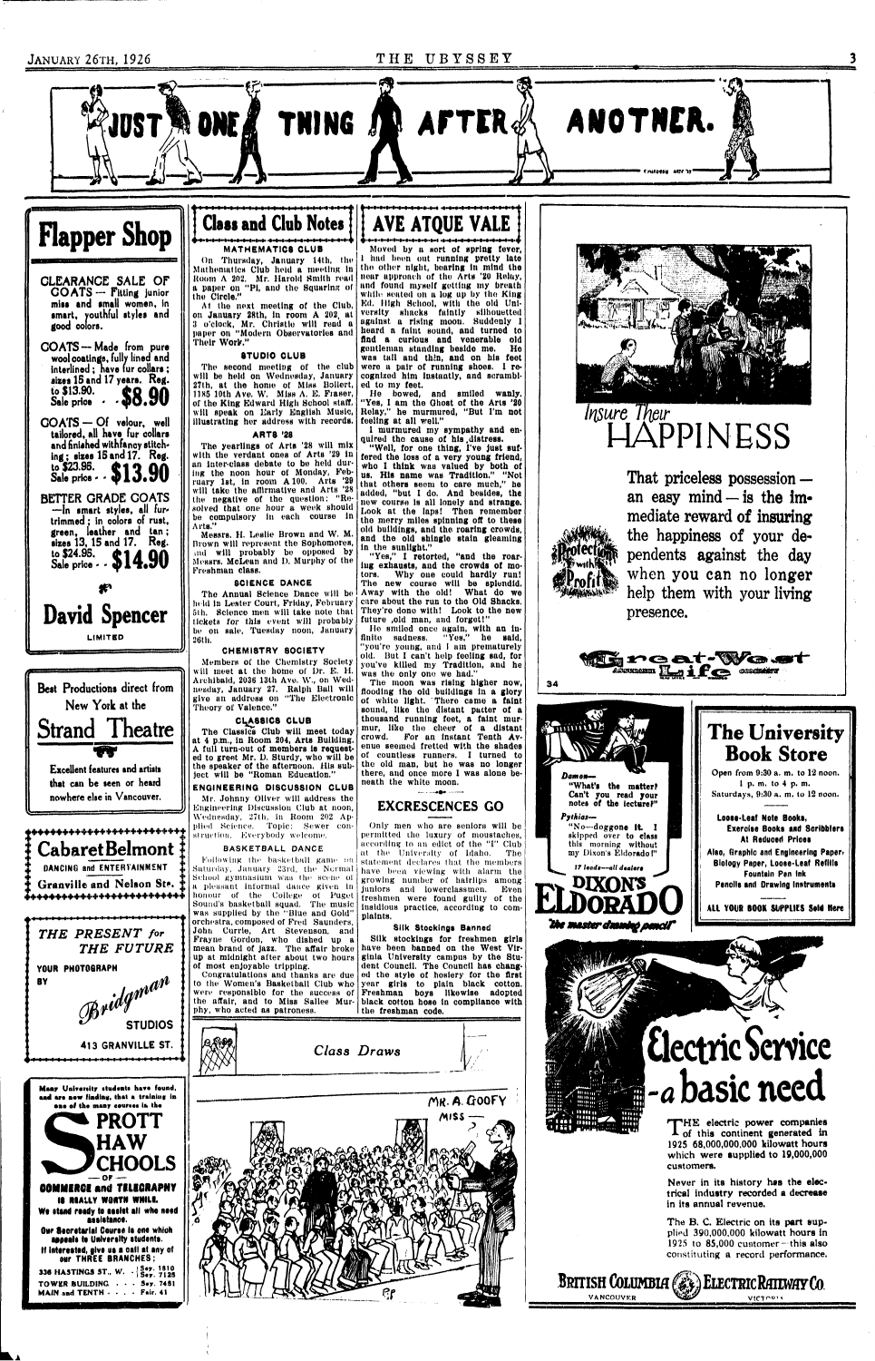# JUST ONE THING AFTER ANOTHER.

## Flapper Shop

CLEARANCE SALE OF COATS — Fitting junior miss and small women, in smart, youthful styles and good colors.

COATS — Made from pure wool coatings, fully lined and interlined; have fur collars; sizes 15 and 17 years. Reg. to $13.90. Sale price . . **$8.90**

COATS — Of velour, well tailored, all have fur collars and finished with fancy stitching; sizes 15 and 17. Reg. to $23.95. Sale price . . **$13.90**

BETTER GRADE COATS — In smart styles, all fur-trimmed; in colors of rust, green, leather and tan; sizes 13, 15 and 17. Reg. to $24.95. Sale price . . **$14.90**

**David Spencer**
LIMITED

---

Best Productions direct from New York at the

**Strand Theatre**

Excellent features and artists that can be seen or heard nowhere else in Vancouver.

---

**Cabaret Belmont**

DANCING and ENTERTAINMENT

Granville and Nelson Sts.

---

*THE PRESENT for THE FUTURE*

YOUR PHOTOGRAPH BY

*Bridgman*
STUDIOS

413 GRANVILLE ST.

---

Many University students have found, and are now finding, that a training in one of the many courses in the

**SPROTT SHAW SCHOOLS**
— OF —
**COMMERCE and TELEGRAPHY**
**IS REALLY WORTH WHILE.**

We stand ready to assist all who need assistance.

Our Secretarial Course is one which appeals to University students.

If interested, give us a call at any of our THREE BRANCHES;

336 HASTINGS ST., W. . . Sey. 1810 / Sey. 7125
TOWER BUILDING . . . Sey. 7451
MAIN and TENTH . . . . Fair. 41

---

## Class and Club Notes

### MATHEMATICS CLUB

On Thursday, January 14th, the Mathematics Club held a meeting in Room A 202. Mr. Harold Smith read a paper on "Pi, and the Squaring of the Circle."

At the next meeting of the Club, on January 28th, in room A 202, at 3 o'clock, Mr. Christie will read a paper on "Modern Observatories and Their Work."

### STUDIO CLUB

The second meeting of the club will be held on Wednesday, January 27th, at the home of Miss Bollert, 1185 10th Ave. W. Miss A. E. Fraser, of the King Edward High School staff, will speak on Early English Music, illustrating her address with records.

### ARTS '28

The yearlings of Arts '28 will mix with the verdant ones of Arts '29 in an inter-class debate to be held during the noon hour of Monday, February 1st, in room A 100. Arts '29 will take the affirmative and Arts '28 the negative of the question: "Resolved that one hour a week should be compulsory in each course in Arts."

Messrs. H. Leslie Brown and W. M. Brown will represent the Sophomores, and will probably be opposed by Messrs. McLean and D. Murphy of the Freshman class.

### SCIENCE DANCE

The Annual Science Dance will be held in Lester Court, Friday, February 5th. Science men will take note that tickets for this event will probably be on sale, Tuesday noon, January 26th.

### CHEMISTRY SOCIETY

Members of the Chemistry Society will meet at the home of Dr. E. H. Archibald, 2036 13th Ave. W., on Wednesday, January 27. Ralph Ball will give an address on "The Electronic Theory of Valence."

### CLASSICS CLUB

The Classics Club will meet today at 4 p.m., in Room 204, Arts Building. A full turn-out of members is requested to greet Mr. D. Sturdy, who will be the speaker of the afternoon. His subject will be "Roman Education."

### ENGINEERING DISCUSSION CLUB

Mr. Johnny Oliver will address the Engineering Discussion Club at noon, Wednesday, 27th, in Room 202 Applied Science. Topic: Sewer construction. Everybody welcome.

### BASKETBALL DANCE

Following the basketball game on Saturday, January 23rd, the Normal School gymnasium was the scene of a pleasant informal dance given in honour of the College of Puget Sound's basketball squad. The music was supplied by the "Blue and Gold" orchestra, composed of Fred Saunders, John Currie, Art Stevenson, and Frayne Gordon, who dished up a mean brand of jazz. The affair broke up at midnight after about two hours of most enjoyable tripping.

Congratulations and thanks are due to the Women's Basketball Club who were responsible for the success of the affair, and to Miss Sallee Murphy, who acted as patroness.

---

## AVE ATQUE VALE

Moved by a sort of spring fever, I had been out running pretty late the other night, bearing in mind the near approach of the Arts '20 Relay, and found myself getting my breath while seated on a log up by the King Ed. High School, with the old University shacks faintly silhouetted against a rising moon. Suddenly I heard a faint sound, and turned to find a curious and venerable old gentleman standing beside me. He was tall and thin, and on his feet were a pair of running shoes. I recognized him instantly, and scrambled to my feet.

He bowed, and smiled wanly, "Yes, I am the Ghost of the Arts '20 Relay," he murmured, "But I'm not feeling at all well."

I murmured my sympathy and enquired the cause of his distress.

"Well, for one thing, I've just suffered the loss of a very young friend, who I think was valued by both of us. His name was Tradition." "Not that others seem to care much," he added, "but I do. And besides, the new course is all lonely and strange. Look at the laps! Then remember the merry miles spinning off to these old buildings, and the roaring crowds, and the old shingle stain gleaming in the sunlight."

"Yes," I retorted, "and the roaring exhausts, and the crowds of motors. Why one could hardly run! The new course will be splendid. Away with the old! What do we care about the run to the Old Shacks. They're done with! Look to the new future old man, and forget!"

He smiled once again, with an infinite sadness. "Yes," he said, "you're young, and I am prematurely old. But I can't help feeling sad, for you've killed my Tradition, and he was the only one we had."

The moon was rising higher now, flooding the old buildings in a glory of white light. There came a faint sound, like the distant patter of a thousand running feet, a faint murmur, like the cheer of a distant crowd. For an instant Tenth Avenue seemed fretted with the shades of countless runners. I turned to the old man, but he was no longer there, and once more I was alone beneath the white moon.

## EXCRESCENCES GO

Only men who are seniors will be permitted the luxury of moustaches, according to an edict of the "I" Club at the University of Idaho. The statement declares that the members have been viewing with alarm the growing number of hairlips among juniors and lowerclassmen. Even freshmen were found guilty of the insidious practice, according to complaints.

### Silk Stockings Banned

Silk stockings for freshmen girls have been banned on the West Virginia University campus by the Student Council. The Council has changed the style of hosiery for the first year girls to plain black cotton. Freshman boys likewise adopted black cotton hose in compliance with the freshman code.

---

*Class Draws*

MR. A. GOOFY
MISS —

---

*Insure Their* HAPPINESS

That priceless possession — an easy mind — is the immediate reward of insuring the happiness of your dependents against the day when you can no longer help them with your living presence.

Protection with Profit

**Great-West Life** Assurance Company

---

*Damon*— "What's the matter? Can't you read your notes of the lecture?"

*Pythias*— "No—doggone it. I skipped over to class this morning without my Dixon's Eldorado!"

17 leads—all dealers

**DIXON'S ELDORADO**
*"the master drawing pencil"*

---

## The University Book Store

Open from 9:30 a. m. to 12 noon.
1 p. m. to 4 p. m.
Saturdays, 9:30 a. m. to 12 noon.

Loose-Leaf Note Books,
Exercise Books and Scribblers
At Reduced Prices
Also, Graphic and Engineering Paper,
Biology Paper, Loose-Leaf Refills
Fountain Pen Ink
Pencils and Drawing Instruments

ALL YOUR BOOK SUPPLIES Sold Here

---

## Electric Service — a basic need

THE electric power companies of this continent generated in 1925 68,000,000,000 kilowatt hours which were supplied to 19,000,000 customers.

Never in its history has the electrical industry recorded a decrease in its annual revenue.

The B. C. Electric on its part supplied 390,000,000 kilowatt hours in 1925 to 85,000 customers — this also constituting a record performance.

**BRITISH COLUMBIA ELECTRIC RAILWAY CO.**
VANCOUVER — VICTORIA